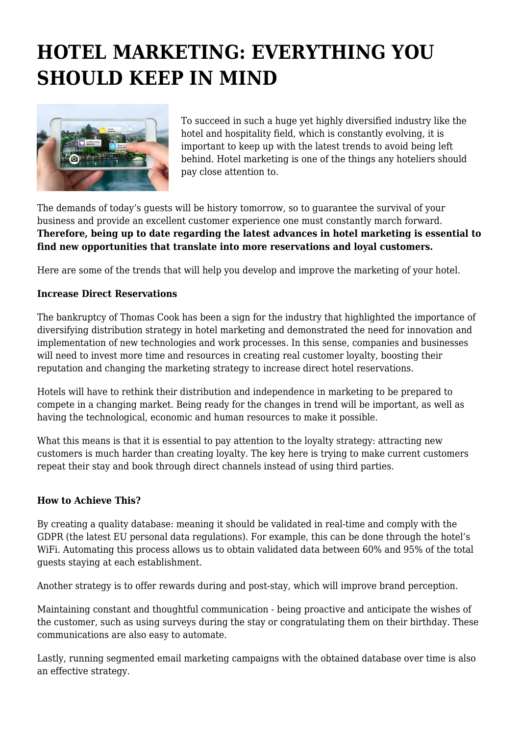# HOTEL MARKETING: EVERYTHING YOU SHOULD KEEP IN MIND

To succeed in such a huge yet highly diversified industry like the hotel and hospitality field, which is constantly evolving, it is important to keep up with the latest trends to avoid being left behind. Hotel marketing is one of the things any hoteliers should pay close attention to.

The demands of today's guests will be history tomorrow, so to guarantee the survival of your business and provide an excellent customer experience one must constantly march forward. **Therefore, being up to date regarding the latest advances in hotel marketing is essential to find new opportunities that translate into more reservations and loyal customers.**

Here are some of the trends that will help you develop and improve the marketing of your hotel.

**Increase Direct Reservations**

The bankruptcy of Thomas Cook has been a sign for the industry that highlighted the importance of diversifying distribution strategy in hotel marketing and demonstrated the need for innovation and implementation of new technologies and work processes. In this sense, companies and businesses will need to invest more time and resources in creating real customer loyalty, boosting their reputation and changing the marketing strategy to increase direct hotel reservations.

Hotels will have to rethink their distribution and independence in marketing to be prepared to compete in a changing market. Being ready for the changes in trend will be important, as well as having the technological, economic and human resources to make it possible.

What this means is that it is essential to pay attention to the loyalty strategy: attracting new customers is much harder than creating loyalty. The key here is trying to make current customers repeat their stay and book through direct channels instead of using third parties.

**How to Achieve This?**

By creating a quality database: meaning it should be validated in real-time and comply with the GDPR (the latest EU personal data regulations). For example, this can be done through the hotel's WiFi. Automating this process allows us to obtain validated data between 60% and 95% of the total guests staying at each establishment.

Another strategy is to offer rewards during and post-stay, which will improve brand perception.

Maintaining constant and thoughtful communication - being proactive and anticipate the wishes of the customer, such as using surveys during the stay or congratulating them on their birthday. These communications are also easy to automate.

Lastly, running segmented email marketing campaigns with the obtained database over time is also an effective strategy.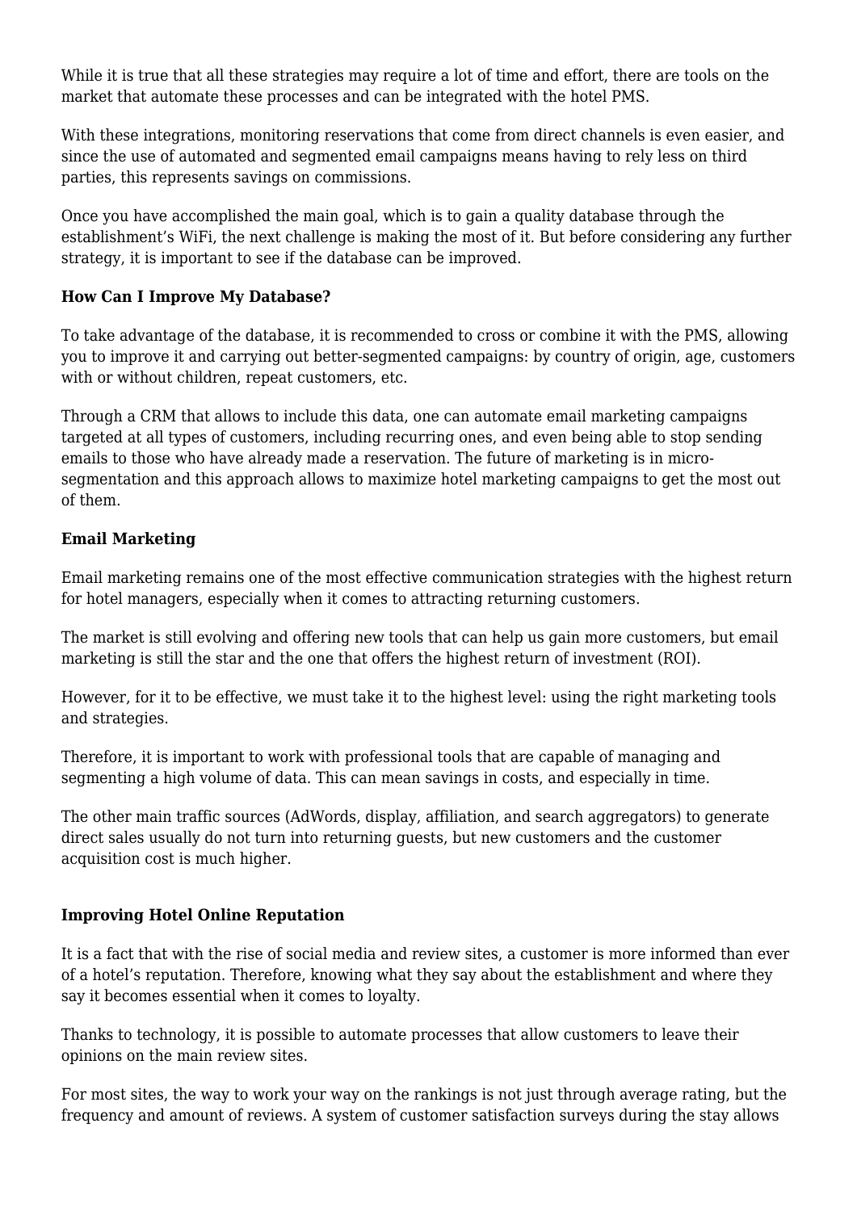While it is true that all these strategies may require a lot of time and effort, there are tools on the market that automate these processes and can be integrated with the hotel PMS.

With these integrations, monitoring reservations that come from direct channels is even easier, and since the use of automated and segmented email campaigns means having to rely less on third parties, this represents savings on commissions.

Once you have accomplished the main goal, which is to gain a quality database through the establishment's WiFi, the next challenge is making the most of it. But before considering any further strategy, it is important to see if the database can be improved.

**How Can I Improve My Database?**

To take advantage of the database, it is recommended to cross or combine it with the PMS, allowing you to improve it and carrying out better-segmented campaigns: by country of origin, age, customers with or without children, repeat customers, etc.

Through a CRM that allows to include this data, one can automate email marketing campaigns targeted at all types of customers, including recurring ones, and even being able to stop sending emails to those who have already made a reservation. The future of marketing is in micro-segmentation and this approach allows to maximize hotel marketing campaigns to get the most out of them.

**Email Marketing**

Email marketing remains one of the most effective communication strategies with the highest return for hotel managers, especially when it comes to attracting returning customers.

The market is still evolving and offering new tools that can help us gain more customers, but email marketing is still the star and the one that offers the highest return of investment (ROI).

However, for it to be effective, we must take it to the highest level: using the right marketing tools and strategies.

Therefore, it is important to work with professional tools that are capable of managing and segmenting a high volume of data. This can mean savings in costs, and especially in time.

The other main traffic sources (AdWords, display, affiliation, and search aggregators) to generate direct sales usually do not turn into returning guests, but new customers and the customer acquisition cost is much higher.

**Improving Hotel Online Reputation**

It is a fact that with the rise of social media and review sites, a customer is more informed than ever of a hotel's reputation. Therefore, knowing what they say about the establishment and where they say it becomes essential when it comes to loyalty.

Thanks to technology, it is possible to automate processes that allow customers to leave their opinions on the main review sites.

For most sites, the way to work your way on the rankings is not just through average rating, but the frequency and amount of reviews. A system of customer satisfaction surveys during the stay allows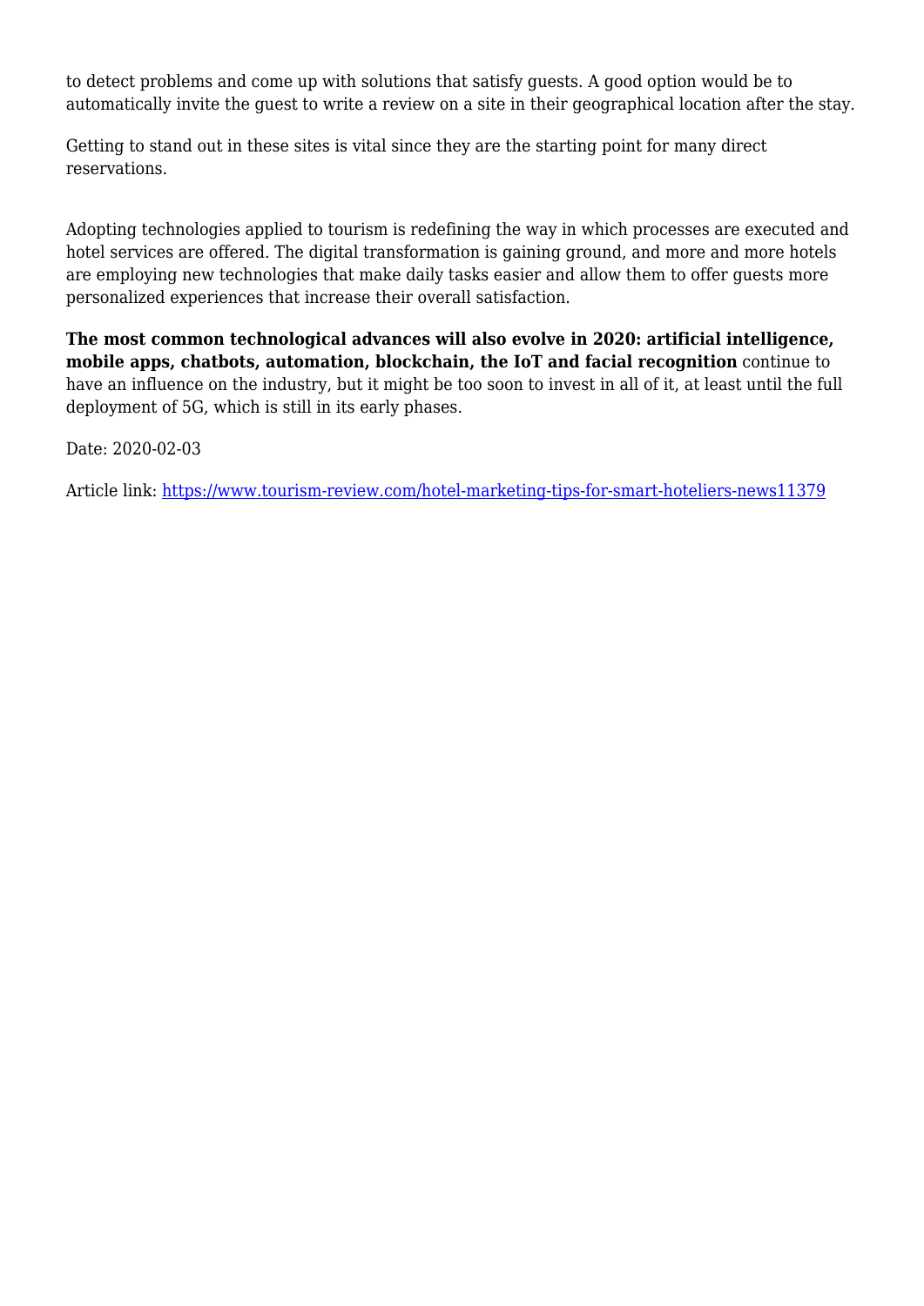to detect problems and come up with solutions that satisfy guests. A good option would be to automatically invite the guest to write a review on a site in their geographical location after the stay.

Getting to stand out in these sites is vital since they are the starting point for many direct reservations.

Adopting technologies applied to tourism is redefining the way in which processes are executed and hotel services are offered. The digital transformation is gaining ground, and more and more hotels are employing new technologies that make daily tasks easier and allow them to offer guests more personalized experiences that increase their overall satisfaction.

**The most common technological advances will also evolve in 2020: artificial intelligence, mobile apps, chatbots, automation, blockchain, the IoT and facial recognition** continue to have an influence on the industry, but it might be too soon to invest in all of it, at least until the full deployment of 5G, which is still in its early phases.

Date: 2020-02-03

Article link: [https://www.tourism-review.com/hotel-marketing-tips-for-smart-hoteliers-news11379](https://www.tourism-review.com/hotel-marketing-tips-for-smart-hoteliers-news11379)